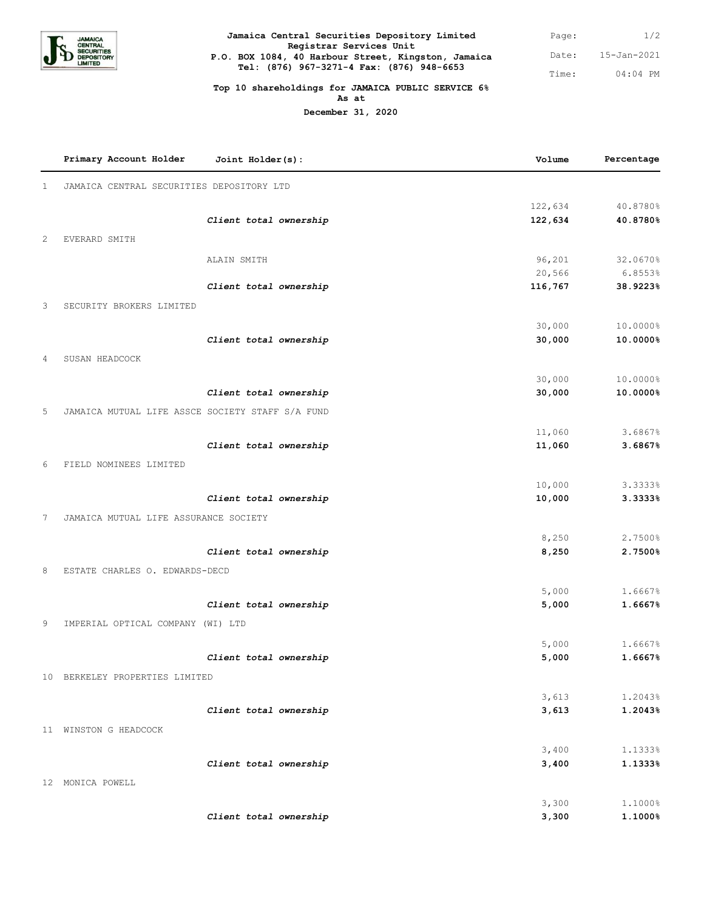**Jamaica Central Securities Depository Limited**
**Registrar Services Unit**
**P.O. BOX 1084, 40 Harbour Street, Kingston, Jamaica**
**Tel: (876) 967-3271-4 Fax: (876) 948-6653**

Page: 1/2
Date: 15-Jan-2021
Time: 04:04 PM

**Top 10 shareholdings for JAMAICA PUBLIC SERVICE 6%**
**As at**
**December 31, 2020**

| | Primary Account Holder | Joint Holder(s): | Volume | Percentage |
|---|---|---|---|---|
| 1 | JAMAICA CENTRAL SECURITIES DEPOSITORY LTD | | | |
| | | | 122,634 | 40.8780% |
| | | ***Client total ownership*** | **122,634** | **40.8780%** |
| 2 | EVERARD SMITH | | | |
| | | ALAIN SMITH | 96,201 | 32.0670% |
| | | | 20,566 | 6.8553% |
| | | ***Client total ownership*** | **116,767** | **38.9223%** |
| 3 | SECURITY BROKERS LIMITED | | | |
| | | | 30,000 | 10.0000% |
| | | ***Client total ownership*** | **30,000** | **10.0000%** |
| 4 | SUSAN HEADCOCK | | | |
| | | | 30,000 | 10.0000% |
| | | ***Client total ownership*** | **30,000** | **10.0000%** |
| 5 | JAMAICA MUTUAL LIFE ASSCE SOCIETY STAFF S/A FUND | | | |
| | | | 11,060 | 3.6867% |
| | | ***Client total ownership*** | **11,060** | **3.6867%** |
| 6 | FIELD NOMINEES LIMITED | | | |
| | | | 10,000 | 3.3333% |
| | | ***Client total ownership*** | **10,000** | **3.3333%** |
| 7 | JAMAICA MUTUAL LIFE ASSURANCE SOCIETY | | | |
| | | | 8,250 | 2.7500% |
| | | ***Client total ownership*** | **8,250** | **2.7500%** |
| 8 | ESTATE CHARLES O. EDWARDS-DECD | | | |
| | | | 5,000 | 1.6667% |
| | | ***Client total ownership*** | **5,000** | **1.6667%** |
| 9 | IMPERIAL OPTICAL COMPANY (WI) LTD | | | |
| | | | 5,000 | 1.6667% |
| | | ***Client total ownership*** | **5,000** | **1.6667%** |
| 10 | BERKELEY PROPERTIES LIMITED | | | |
| | | | 3,613 | 1.2043% |
| | | ***Client total ownership*** | **3,613** | **1.2043%** |
| 11 | WINSTON G HEADCOCK | | | |
| | | | 3,400 | 1.1333% |
| | | ***Client total ownership*** | **3,400** | **1.1333%** |
| 12 | MONICA POWELL | | | |
| | | | 3,300 | 1.1000% |
| | | ***Client total ownership*** | **3,300** | **1.1000%** |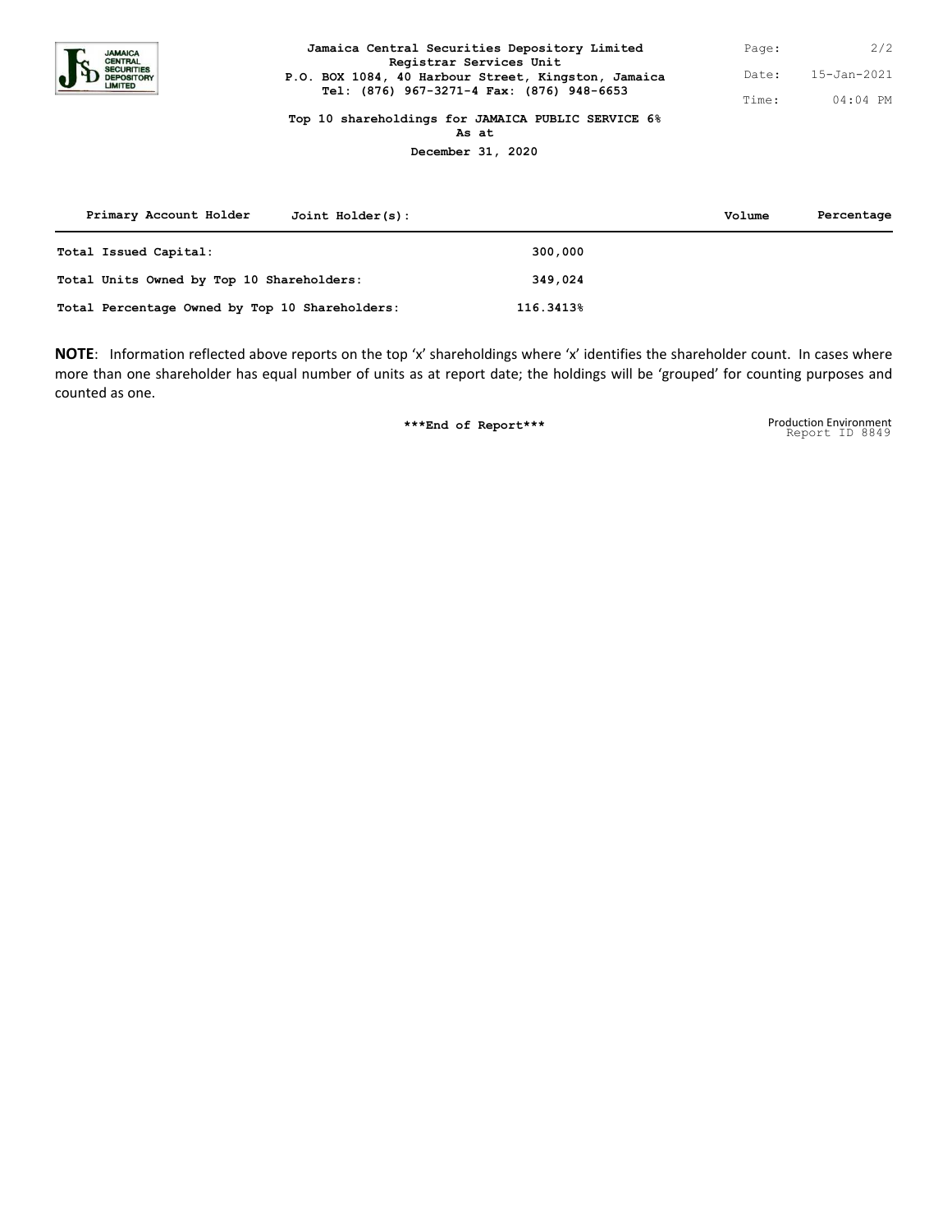**Jamaica Central Securities Depository Limited**
**Registrar Services Unit**
**P.O. BOX 1084, 40 Harbour Street, Kingston, Jamaica**
**Tel: (876) 967-3271-4 Fax: (876) 948-6653**

Date: 15-Jan-2021
Time: 04:04 PM

**Top 10 shareholdings for JAMAICA PUBLIC SERVICE 6%**
**As at**
**December 31, 2020**

| Primary Account Holder | Joint Holder(s): | Volume | Percentage |
|---|---|---|---|

| | |
|---|---|
| **Total Issued Capital:** | **300,000** |
| **Total Units Owned by Top 10 Shareholders:** | **349,024** |
| **Total Percentage Owned by Top 10 Shareholders:** | **116.3413%** |

**NOTE**: Information reflected above reports on the top 'x' shareholdings where 'x' identifies the shareholder count. In cases where more than one shareholder has equal number of units as at report date; the holdings will be 'grouped' for counting purposes and counted as one.

**\*\*\*End of Report\*\*\***

Production Environment
Report ID 8849